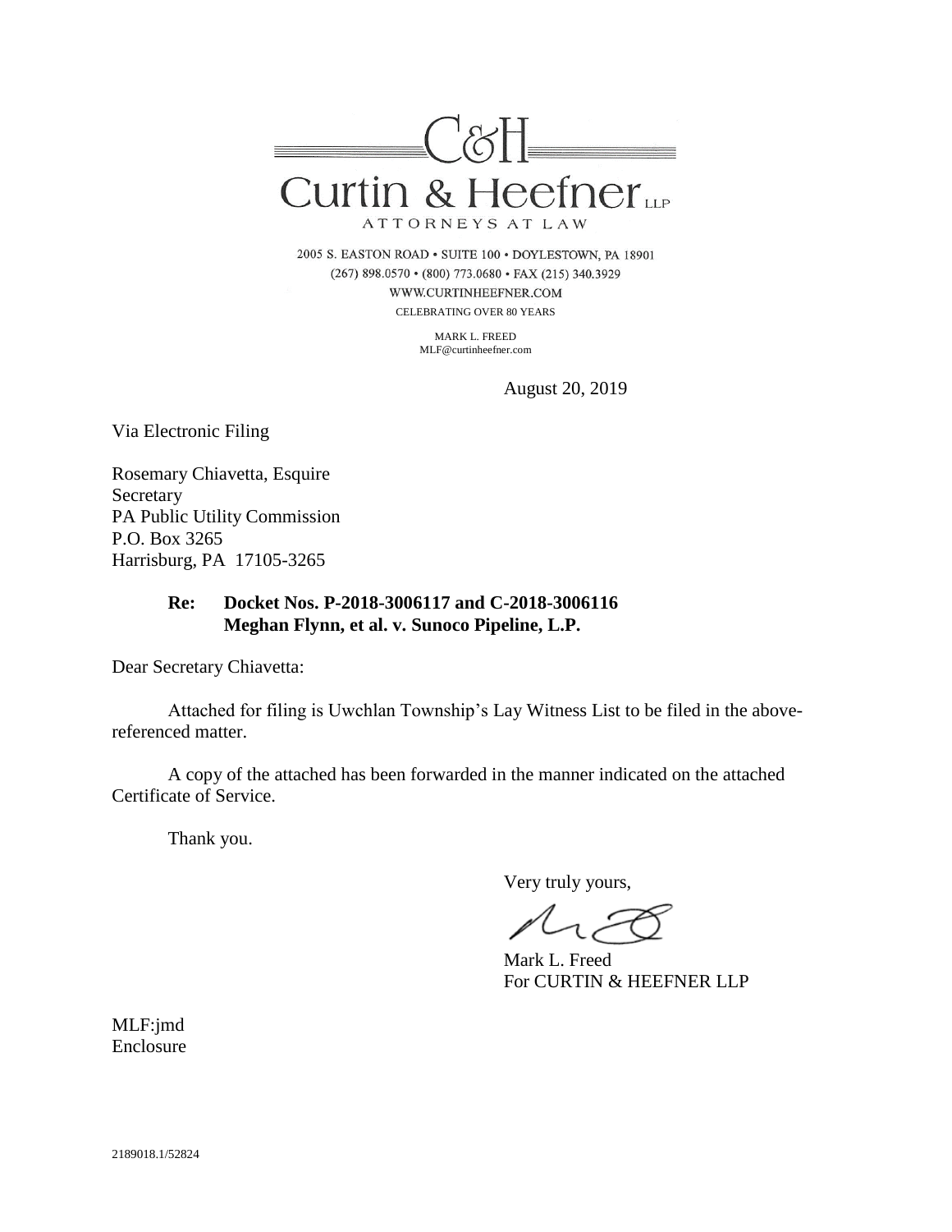C&H

# Curtin & Heefner LLP

ATTORNEYS AT LAW

2005 S. EASTON ROAD • SUITE 100 • DOYLESTOWN, PA 18901
(267) 898.0570 • (800) 773.0680 • FAX (215) 340.3929
WWW.CURTINHEEFNER.COM
CELEBRATING OVER 80 YEARS

MARK L. FREED
MLF@curtinheefner.com

August 20, 2019

Via Electronic Filing

Rosemary Chiavetta, Esquire
Secretary
PA Public Utility Commission
P.O. Box 3265
Harrisburg, PA 17105-3265

**Re: Docket Nos. P-2018-3006117 and C-2018-3006116**
**Meghan Flynn, et al. v. Sunoco Pipeline, L.P.**

Dear Secretary Chiavetta:

Attached for filing is Uwchlan Township's Lay Witness List to be filed in the above-referenced matter.

A copy of the attached has been forwarded in the manner indicated on the attached Certificate of Service.

Thank you.

Very truly yours,

Mark L. Freed
For CURTIN & HEEFNER LLP

MLF:jmd
Enclosure

2189018.1/52824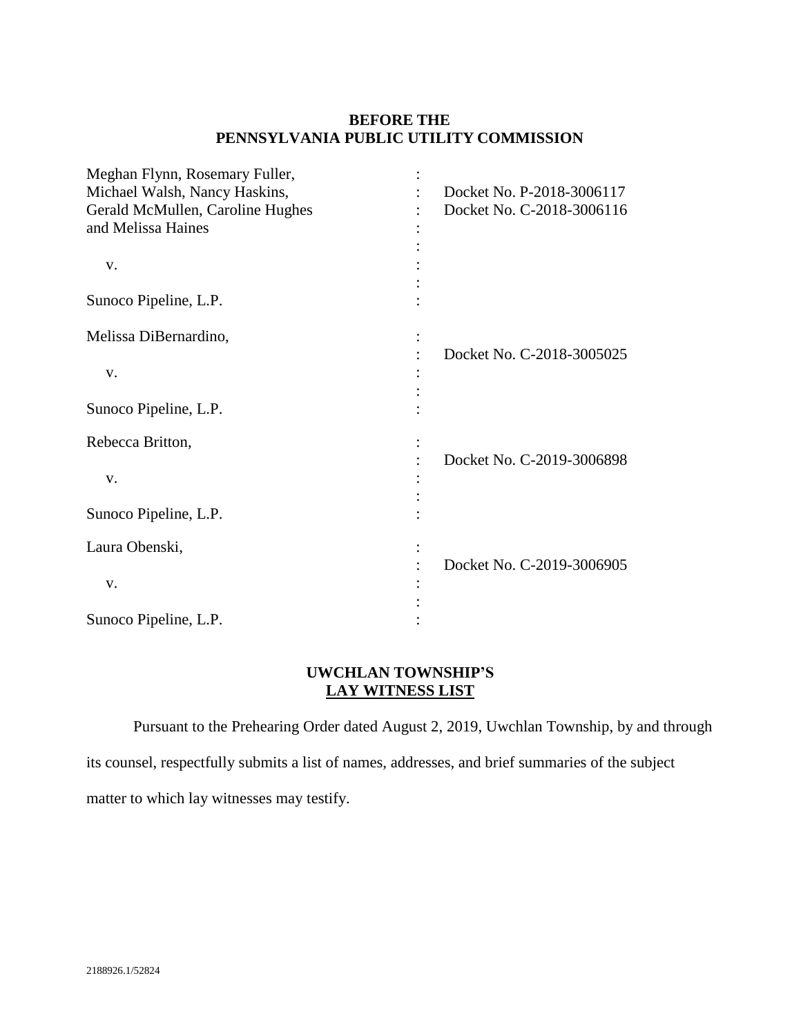**BEFORE THE**
**PENNSYLVANIA PUBLIC UTILITY COMMISSION**

| | | |
|---|---|---|
| Meghan Flynn, Rosemary Fuller, Michael Walsh, Nancy Haskins, Gerald McMullen, Caroline Hughes and Melissa Haines<br><br>v.<br><br>Sunoco Pipeline, L.P. | : | Docket No. P-2018-3006117<br>Docket No. C-2018-3006116 |
| Melissa DiBernardino,<br><br>v.<br><br>Sunoco Pipeline, L.P. | : | Docket No. C-2018-3005025 |
| Rebecca Britton,<br><br>v.<br><br>Sunoco Pipeline, L.P. | : | Docket No. C-2019-3006898 |
| Laura Obenski,<br><br>v.<br><br>Sunoco Pipeline, L.P. | : | Docket No. C-2019-3006905 |

**UWCHLAN TOWNSHIP'S**
**<u>LAY WITNESS LIST</u>**

Pursuant to the Prehearing Order dated August 2, 2019, Uwchlan Township, by and through its counsel, respectfully submits a list of names, addresses, and brief summaries of the subject matter to which lay witnesses may testify.

2188926.1/52824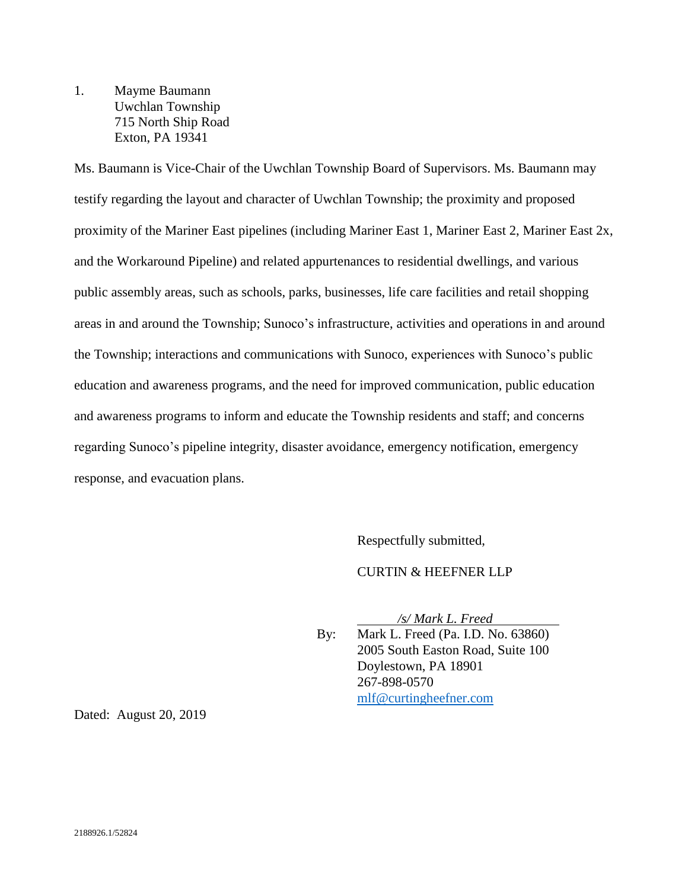1. Mayme Baumann
   Uwchlan Township
   715 North Ship Road
   Exton, PA 19341

Ms. Baumann is Vice-Chair of the Uwchlan Township Board of Supervisors. Ms. Baumann may testify regarding the layout and character of Uwchlan Township; the proximity and proposed proximity of the Mariner East pipelines (including Mariner East 1, Mariner East 2, Mariner East 2x, and the Workaround Pipeline) and related appurtenances to residential dwellings, and various public assembly areas, such as schools, parks, businesses, life care facilities and retail shopping areas in and around the Township; Sunoco's infrastructure, activities and operations in and around the Township; interactions and communications with Sunoco, experiences with Sunoco's public education and awareness programs, and the need for improved communication, public education and awareness programs to inform and educate the Township residents and staff; and concerns regarding Sunoco's pipeline integrity, disaster avoidance, emergency notification, emergency response, and evacuation plans.

Respectfully submitted,

CURTIN & HEEFNER LLP

*/s/ Mark L. Freed*

By: Mark L. Freed (Pa. I.D. No. 63860)
2005 South Easton Road, Suite 100
Doylestown, PA 18901
267-898-0570
mlf@curtingheefner.com

Dated: August 20, 2019

2188926.1/52824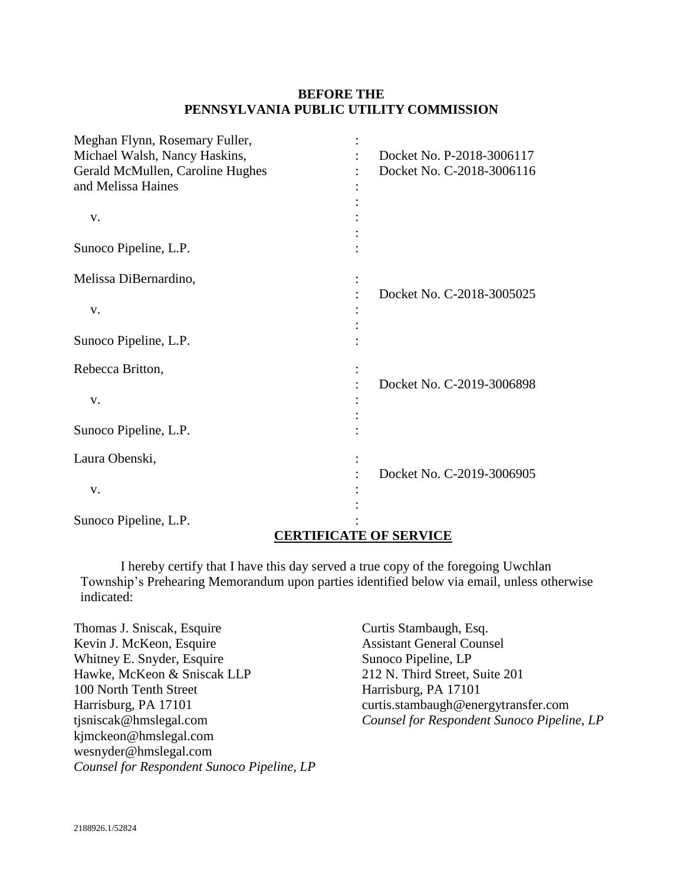**BEFORE THE**
**PENNSYLVANIA PUBLIC UTILITY COMMISSION**

| | | |
|---|---|---|
| Meghan Flynn, Rosemary Fuller, Michael Walsh, Nancy Haskins, Gerald McMullen, Caroline Hughes and Melissa Haines | : | Docket No. P-2018-3006117 |
| | : | Docket No. C-2018-3006116 |
| v. | : | |
| Sunoco Pipeline, L.P. | : | |
| Melissa DiBernardino, | : | Docket No. C-2018-3005025 |
| v. | : | |
| Sunoco Pipeline, L.P. | : | |
| Rebecca Britton, | : | Docket No. C-2019-3006898 |
| v. | : | |
| Sunoco Pipeline, L.P. | : | |
| Laura Obenski, | : | Docket No. C-2019-3006905 |
| v. | : | |
| Sunoco Pipeline, L.P. | : | |

## CERTIFICATE OF SERVICE

I hereby certify that I have this day served a true copy of the foregoing Uwchlan Township's Prehearing Memorandum upon parties identified below via email, unless otherwise indicated:

Thomas J. Sniscak, Esquire
Kevin J. McKeon, Esquire
Whitney E. Snyder, Esquire
Hawke, McKeon & Sniscak LLP
100 North Tenth Street
Harrisburg, PA 17101
tjsniscak@hmslegal.com
kjmckeon@hmslegal.com
wesnyder@hmslegal.com
*Counsel for Respondent Sunoco Pipeline, LP*

Curtis Stambaugh, Esq.
Assistant General Counsel
Sunoco Pipeline, LP
212 N. Third Street, Suite 201
Harrisburg, PA 17101
curtis.stambaugh@energytransfer.com
*Counsel for Respondent Sunoco Pipeline, LP*

2188926.1/52824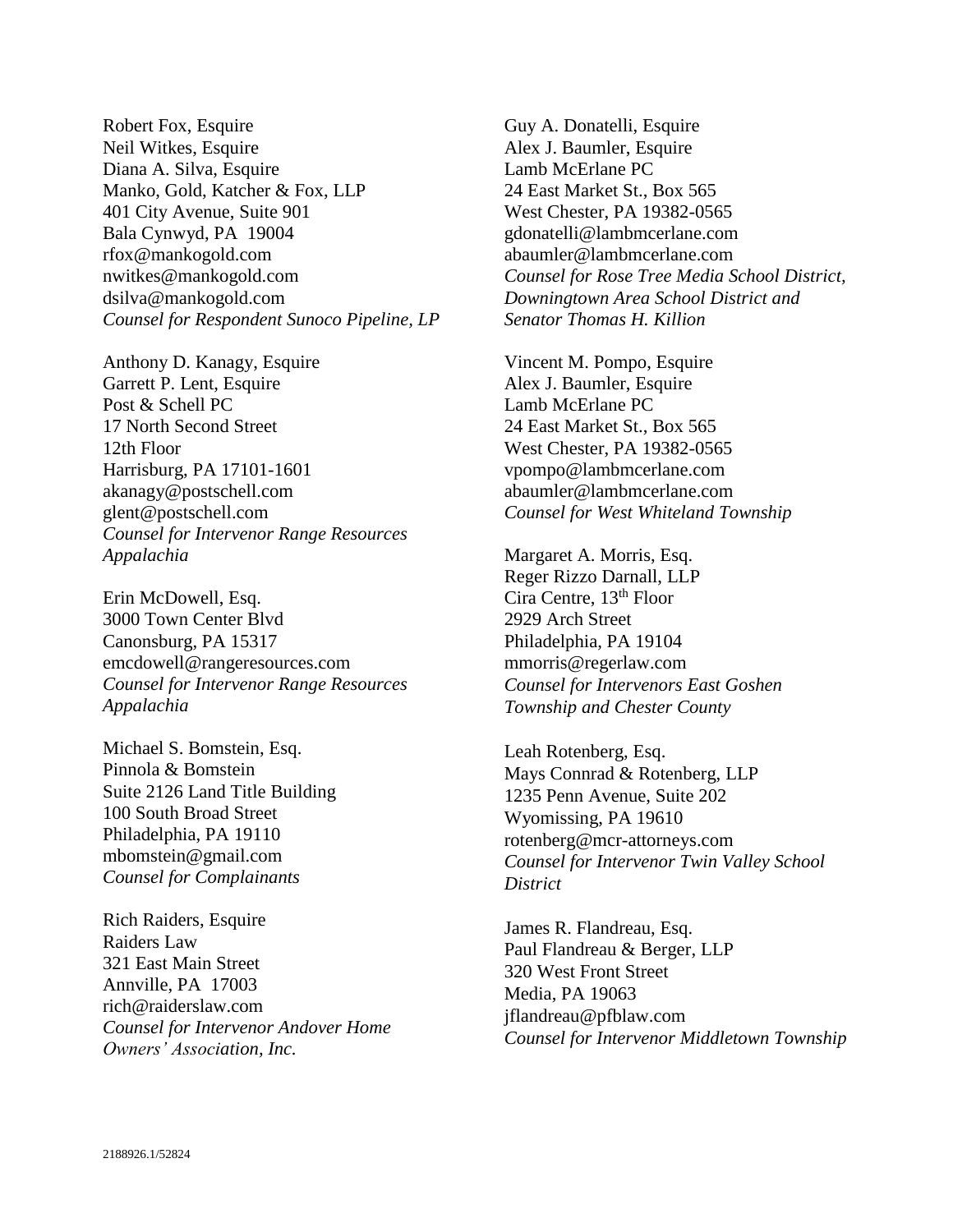Robert Fox, Esquire
Neil Witkes, Esquire
Diana A. Silva, Esquire
Manko, Gold, Katcher & Fox, LLP
401 City Avenue, Suite 901
Bala Cynwyd, PA 19004
rfox@mankogold.com
nwitkes@mankogold.com
dsilva@mankogold.com
*Counsel for Respondent Sunoco Pipeline, LP*

Anthony D. Kanagy, Esquire
Garrett P. Lent, Esquire
Post & Schell PC
17 North Second Street
12th Floor
Harrisburg, PA 17101-1601
akanagy@postschell.com
glent@postschell.com
*Counsel for Intervenor Range Resources Appalachia*

Erin McDowell, Esq.
3000 Town Center Blvd
Canonsburg, PA 15317
emcdowell@rangeresources.com
*Counsel for Intervenor Range Resources Appalachia*

Michael S. Bomstein, Esq.
Pinnola & Bomstein
Suite 2126 Land Title Building
100 South Broad Street
Philadelphia, PA 19110
mbomstein@gmail.com
*Counsel for Complainants*

Rich Raiders, Esquire
Raiders Law
321 East Main Street
Annville, PA 17003
rich@raiderslaw.com
*Counsel for Intervenor Andover Home Owners' Association, Inc.*

Guy A. Donatelli, Esquire
Alex J. Baumler, Esquire
Lamb McErlane PC
24 East Market St., Box 565
West Chester, PA 19382-0565
gdonatelli@lambmcerlane.com
abaumler@lambmcerlane.com
*Counsel for Rose Tree Media School District, Downingtown Area School District and Senator Thomas H. Killion*

Vincent M. Pompo, Esquire
Alex J. Baumler, Esquire
Lamb McErlane PC
24 East Market St., Box 565
West Chester, PA 19382-0565
vpompo@lambmcerlane.com
abaumler@lambmcerlane.com
*Counsel for West Whiteland Township*

Margaret A. Morris, Esq.
Reger Rizzo Darnall, LLP
Cira Centre, 13th Floor
2929 Arch Street
Philadelphia, PA 19104
mmorris@regerlaw.com
*Counsel for Intervenors East Goshen Township and Chester County*

Leah Rotenberg, Esq.
Mays Connrad & Rotenberg, LLP
1235 Penn Avenue, Suite 202
Wyomissing, PA 19610
rotenberg@mcr-attorneys.com
*Counsel for Intervenor Twin Valley School District*

James R. Flandreau, Esq.
Paul Flandreau & Berger, LLP
320 West Front Street
Media, PA 19063
jflandreau@pfblaw.com
*Counsel for Intervenor Middletown Township*

2188926.1/52824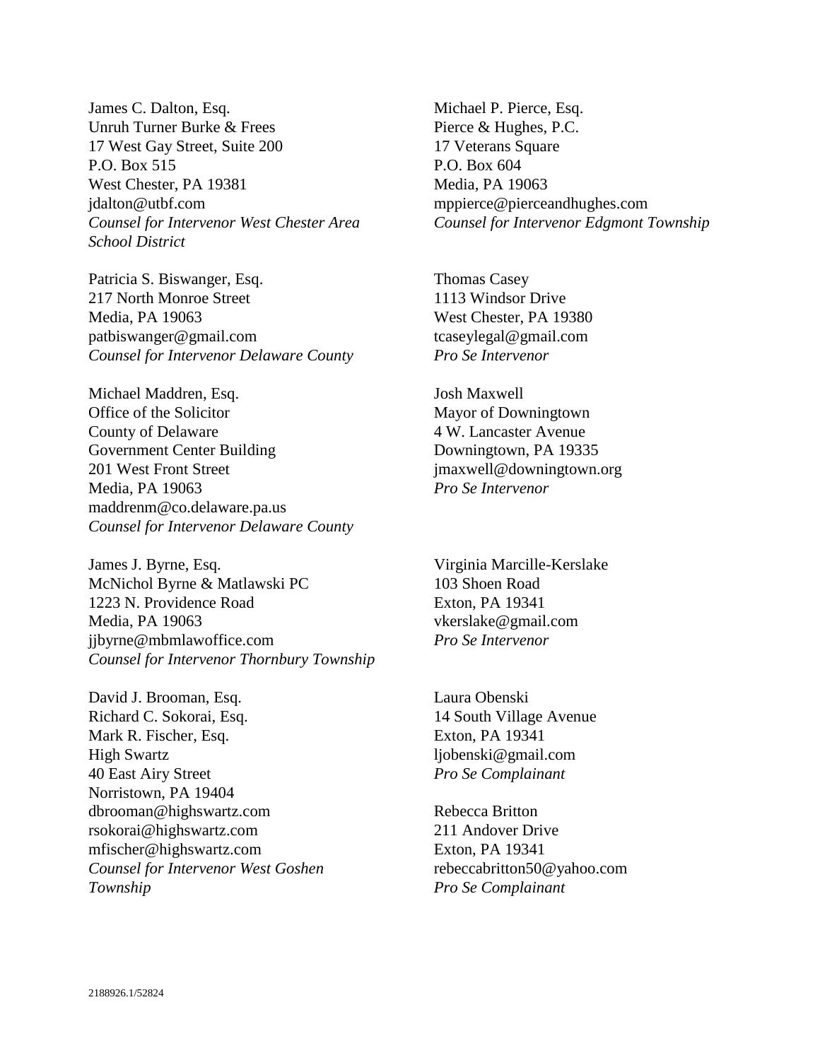James C. Dalton, Esq.
Unruh Turner Burke & Frees
17 West Gay Street, Suite 200
P.O. Box 515
West Chester, PA 19381
jdalton@utbf.com
*Counsel for Intervenor West Chester Area School District*

Patricia S. Biswanger, Esq.
217 North Monroe Street
Media, PA 19063
patbiswanger@gmail.com
*Counsel for Intervenor Delaware County*

Michael Maddren, Esq.
Office of the Solicitor
County of Delaware
Government Center Building
201 West Front Street
Media, PA 19063
maddrenm@co.delaware.pa.us
*Counsel for Intervenor Delaware County*

James J. Byrne, Esq.
McNichol Byrne & Matlawski PC
1223 N. Providence Road
Media, PA 19063
jjbyrne@mbmlawoffice.com
*Counsel for Intervenor Thornbury Township*

David J. Brooman, Esq.
Richard C. Sokorai, Esq.
Mark R. Fischer, Esq.
High Swartz
40 East Airy Street
Norristown, PA 19404
dbrooman@highswartz.com
rsokorai@highswartz.com
mfischer@highswartz.com
*Counsel for Intervenor West Goshen Township*

Michael P. Pierce, Esq.
Pierce & Hughes, P.C.
17 Veterans Square
P.O. Box 604
Media, PA 19063
mppierce@pierceandhughes.com
*Counsel for Intervenor Edgmont Township*

Thomas Casey
1113 Windsor Drive
West Chester, PA 19380
tcaseylegal@gmail.com
*Pro Se Intervenor*

Josh Maxwell
Mayor of Downingtown
4 W. Lancaster Avenue
Downingtown, PA 19335
jmaxwell@downingtown.org
*Pro Se Intervenor*

Virginia Marcille-Kerslake
103 Shoen Road
Exton, PA 19341
vkerslake@gmail.com
*Pro Se Intervenor*

Laura Obenski
14 South Village Avenue
Exton, PA 19341
ljobenski@gmail.com
*Pro Se Complainant*

Rebecca Britton
211 Andover Drive
Exton, PA 19341
rebeccabritton50@yahoo.com
*Pro Se Complainant*

2188926.1/52824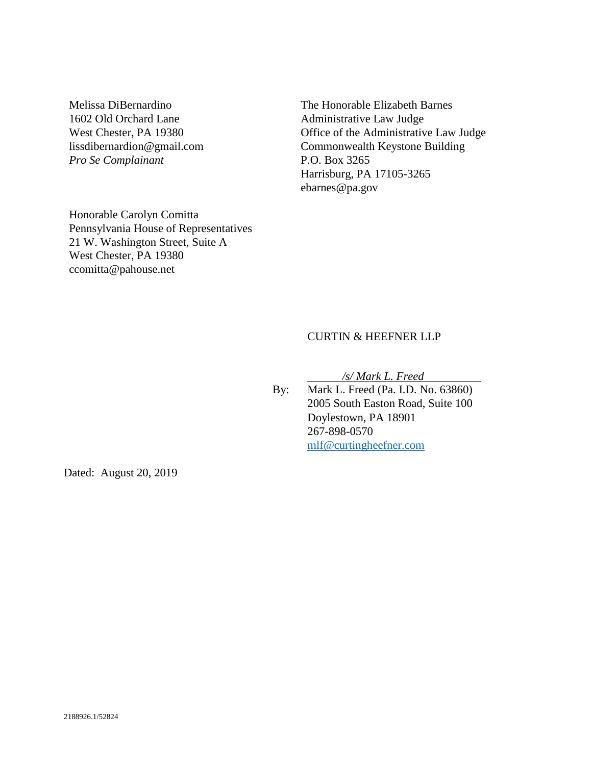Melissa DiBernardino
1602 Old Orchard Lane
West Chester, PA 19380
lissdibernardion@gmail.com
*Pro Se Complainant*

The Honorable Elizabeth Barnes
Administrative Law Judge
Office of the Administrative Law Judge
Commonwealth Keystone Building
P.O. Box 3265
Harrisburg, PA 17105-3265
ebarnes@pa.gov

Honorable Carolyn Comitta
Pennsylvania House of Representatives
21 W. Washington Street, Suite A
West Chester, PA 19380
ccomitta@pahouse.net

CURTIN & HEEFNER LLP

*/s/ Mark L. Freed*

By: Mark L. Freed (Pa. I.D. No. 63860)
2005 South Easton Road, Suite 100
Doylestown, PA 18901
267-898-0570
mlf@curtingheefner.com

Dated: August 20, 2019

2188926.1/52824